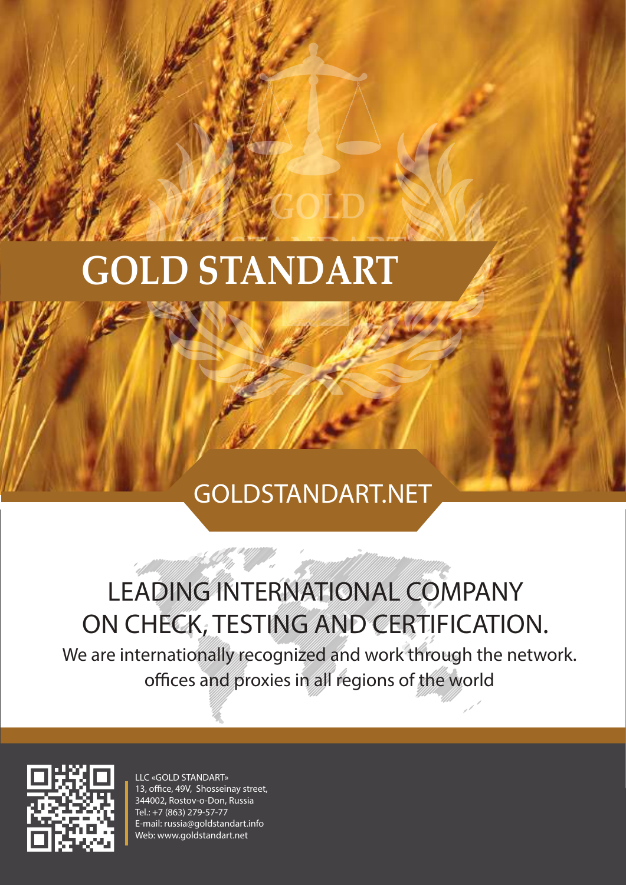# GOLD STANDART

## GOLDSTANDART.NET

## LEADING INTERNATIONAL COMPANY ON CHECK, TESTING AND CERTIFICATION.

We are internationally recognized and work through the network. offices and proxies in all regions of the world

LLC «GOLD STANDART»
13, office, 49V, Shosseinay street,
344002, Rostov-o-Don, Russia
Tel.: +7 (863) 279-57-77
E-mail: russia@goldstandart.info
Web: www.goldstandart.net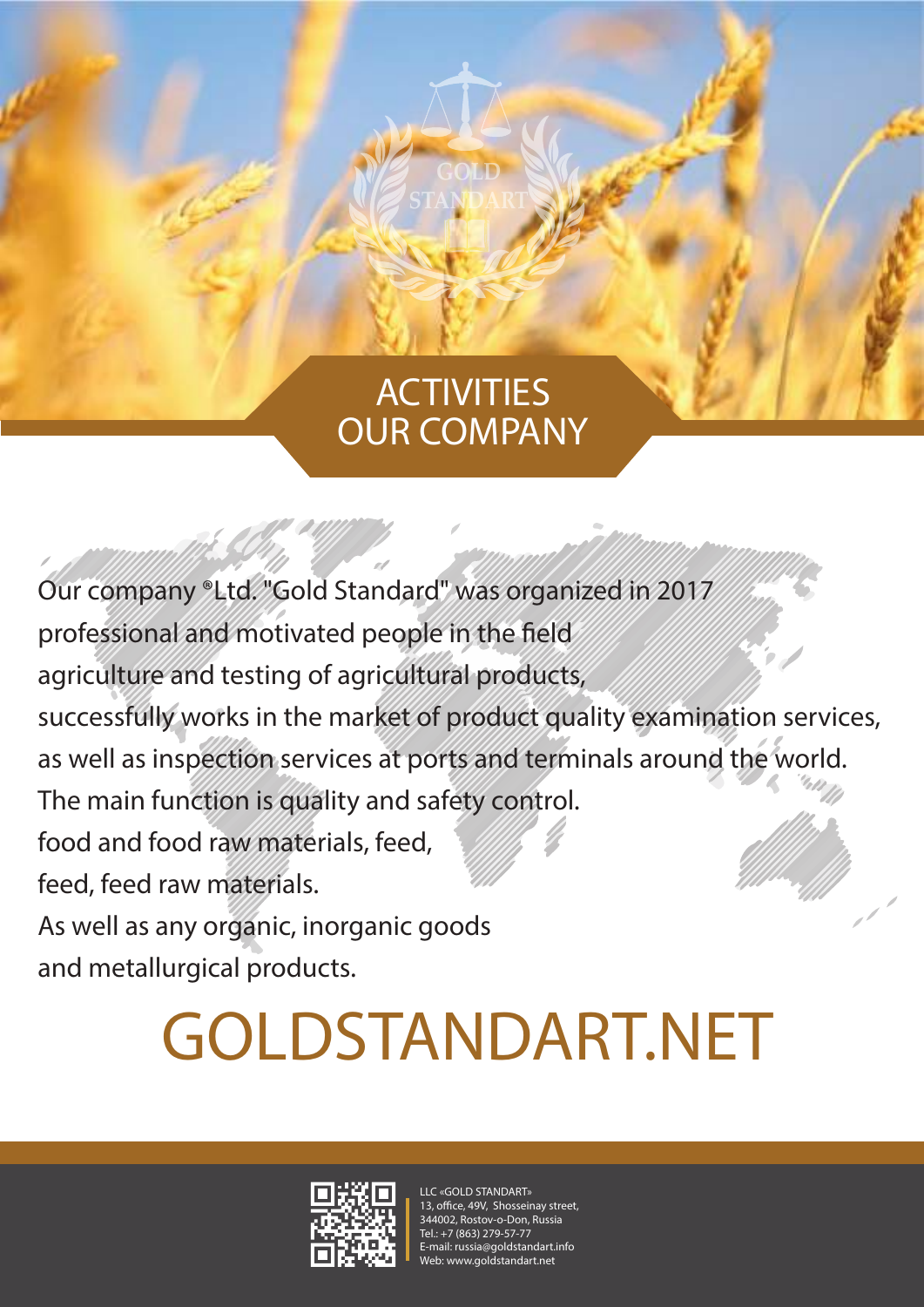# ACTIVITIES OUR COMPANY

Our company ®Ltd. "Gold Standard" was organized in 2017
professional and motivated people in the field
agriculture and testing of agricultural products,
successfully works in the market of product quality examination services,
as well as inspection services at ports and terminals around the world.
The main function is quality and safety control.
food and food raw materials, feed,
feed, feed raw materials.
As well as any organic, inorganic goods
and metallurgical products.

# GOLDSTANDART.NET

LLC «GOLD STANDART»
13, office, 49V, Shosseinay street,
344002, Rostov-o-Don, Russia
Tel.: +7 (863) 279-57-77
E-mail: russia@goldstandart.info
Web: www.goldstandart.net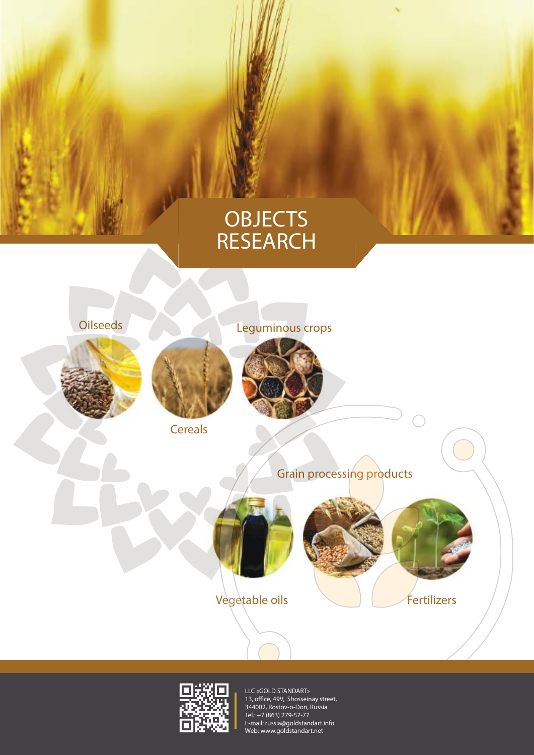# OBJECTS RESEARCH

Oilseeds

Leguminous crops

Cereals

Grain processing products

Vegetable oils

Fertilizers

LLC «GOLD STANDART»
13, office, 49V, Shosseinay street,
344002, Rostov-o-Don, Russia
Tel.: +7 (863) 279-57-77
E-mail: russia@goldstandart.info
Web: www.goldstandart.net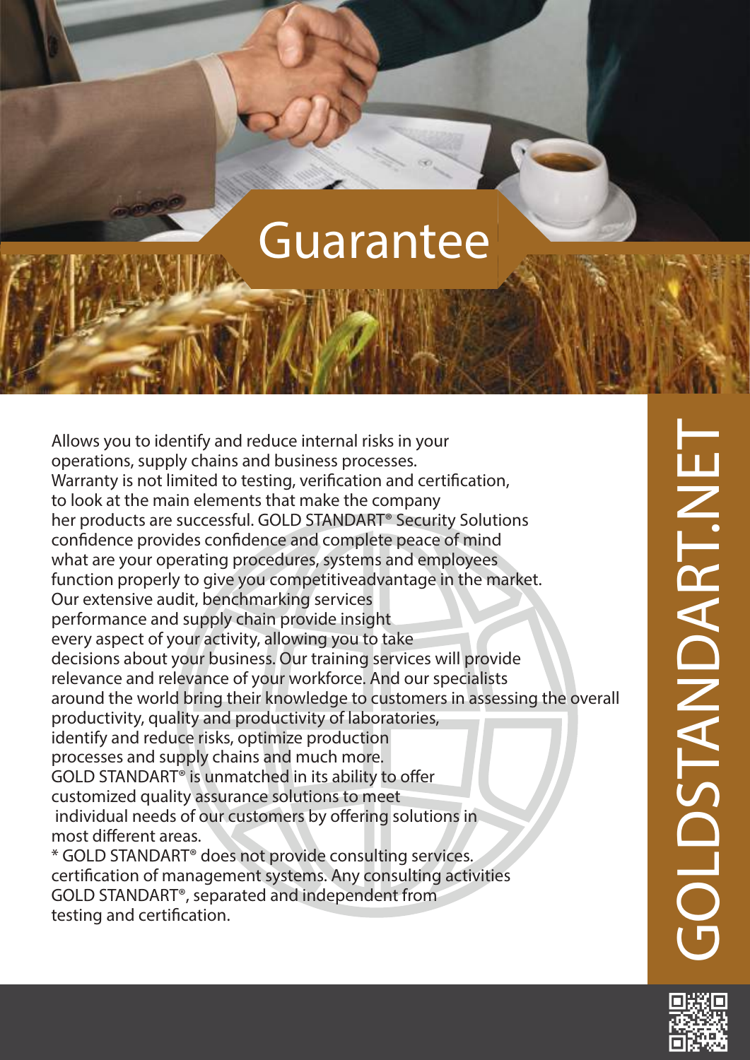# Guarantee

Allows you to identify and reduce internal risks in your operations, supply chains and business processes. Warranty is not limited to testing, verification and certification, to look at the main elements that make the company her products are successful. GOLD STANDART® Security Solutions confidence provides confidence and complete peace of mind what are your operating procedures, systems and employees function properly to give you competitiveadvantage in the market. Our extensive audit, benchmarking services performance and supply chain provide insight every aspect of your activity, allowing you to take decisions about your business. Our training services will provide relevance and relevance of your workforce. And our specialists around the world bring their knowledge to customers in assessing the overall productivity, quality and productivity of laboratories, identify and reduce risks, optimize production processes and supply chains and much more. GOLD STANDART® is unmatched in its ability to offer customized quality assurance solutions to meet individual needs of our customers by offering solutions in most different areas.

* GOLD STANDART® does not provide consulting services. certification of management systems. Any consulting activities GOLD STANDART®, separated and independent from testing and certification.

GOLDSTANDART.NET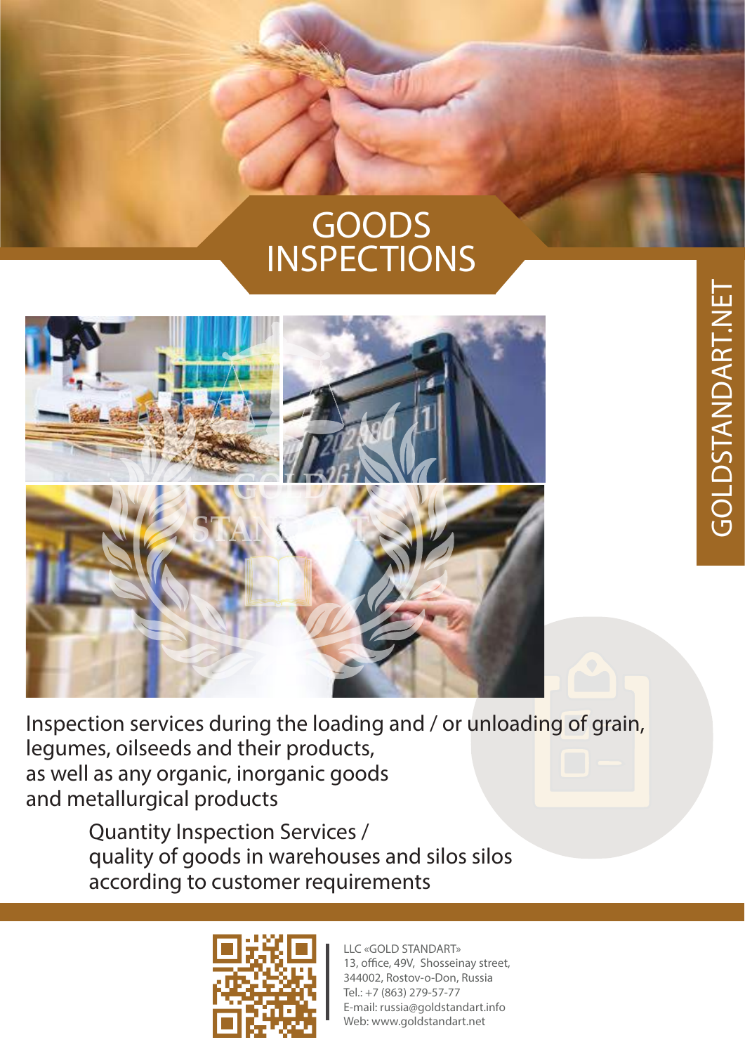# GOODS INSPECTIONS

GOLDSTANDART.NET

Inspection services during the loading and / or unloading of grain, legumes, oilseeds and their products, as well as any organic, inorganic goods and metallurgical products

Quantity Inspection Services / quality of goods in warehouses and silos silos according to customer requirements

LLC «GOLD STANDART»
13, office, 49V, Shosseinay street,
344002, Rostov-o-Don, Russia
Tel.: +7 (863) 279-57-77
E-mail: russia@goldstandart.info
Web: www.goldstandart.net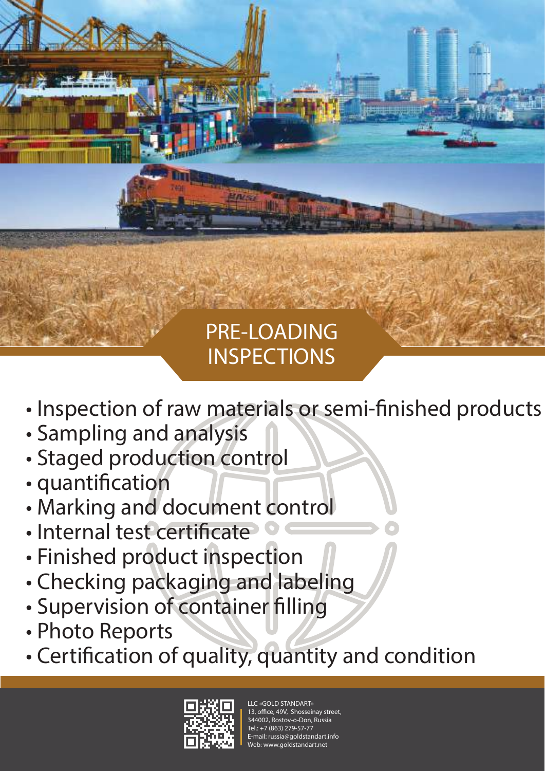# PRE-LOADING INSPECTIONS

- Inspection of raw materials or semi-finished products
- Sampling and analysis
- Staged production control
- quantification
- Marking and document control
- Internal test certificate
- Finished product inspection
- Checking packaging and labeling
- Supervision of container filling
- Photo Reports
- Certification of quality, quantity and condition

LLC «GOLD STANDART»
13, office, 49V, Shosseinay street,
344002, Rostov-o-Don, Russia
Tel.: +7 (863) 279-57-77
E-mail: russia@goldstandart.info
Web: www.goldstandart.net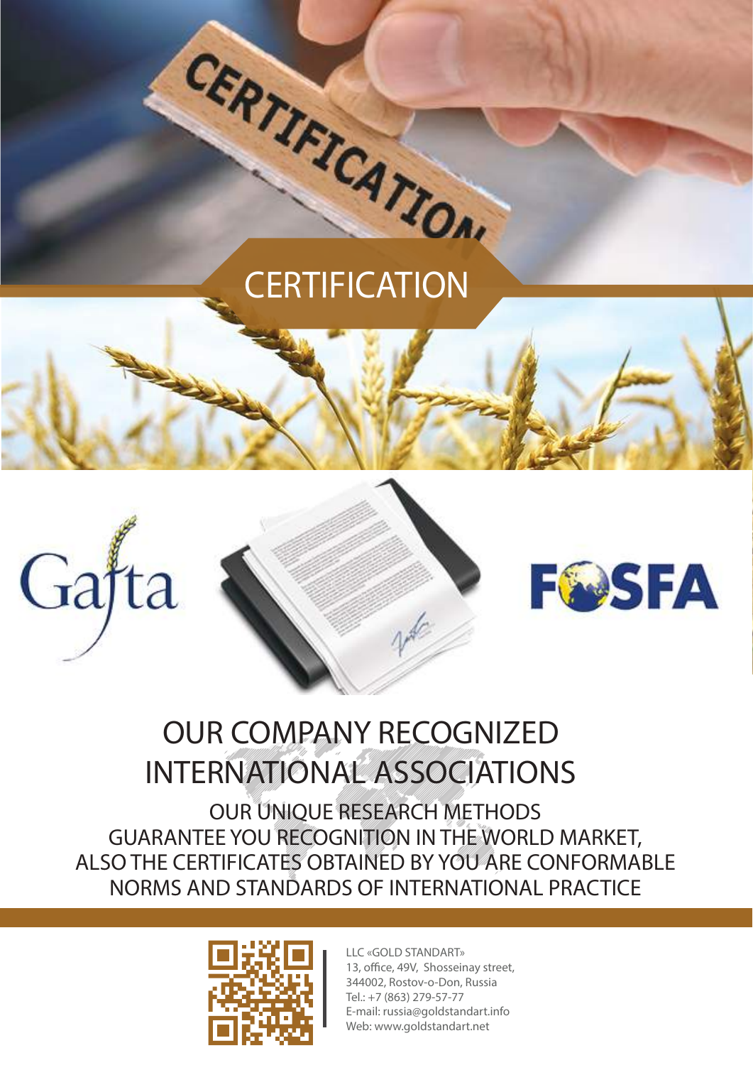# CERTIFICATION

## OUR COMPANY RECOGNIZED INTERNATIONAL ASSOCIATIONS

OUR UNIQUE RESEARCH METHODS GUARANTEE YOU RECOGNITION IN THE WORLD MARKET, ALSO THE CERTIFICATES OBTAINED BY YOU ARE CONFORMABLE NORMS AND STANDARDS OF INTERNATIONAL PRACTICE

LLC «GOLD STANDART»
13, office, 49V, Shosseinay street,
344002, Rostov-o-Don, Russia
Tel.: +7 (863) 279-57-77
E-mail: russia@goldstandart.info
Web: www.goldstandart.net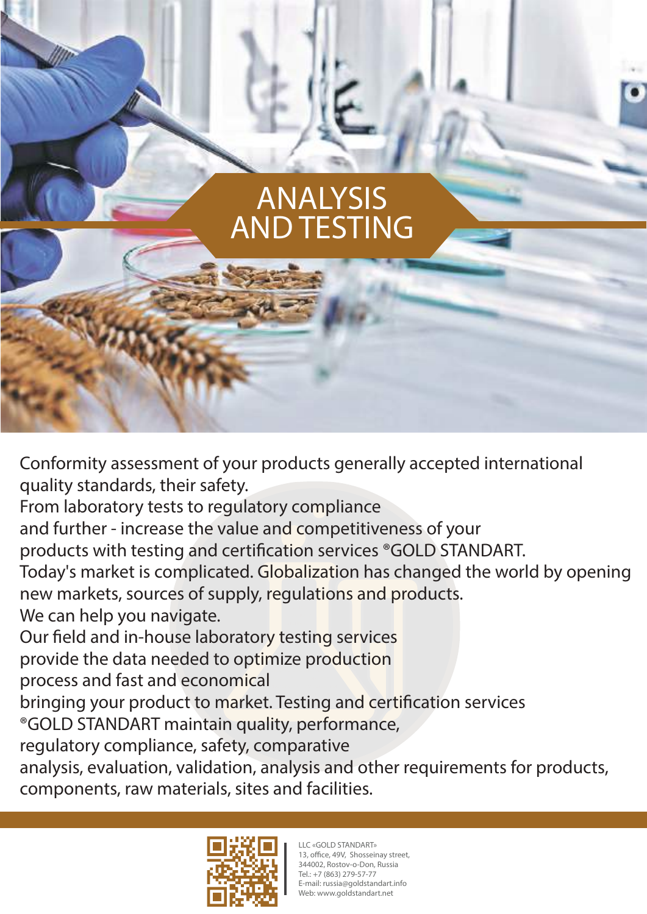# ANALYSIS AND TESTING

Conformity assessment of your products generally accepted international quality standards, their safety.
From laboratory tests to regulatory compliance and further - increase the value and competitiveness of your products with testing and certification services ®GOLD STANDART.
Today's market is complicated. Globalization has changed the world by opening new markets, sources of supply, regulations and products.
We can help you navigate.
Our field and in-house laboratory testing services provide the data needed to optimize production process and fast and economical bringing your product to market. Testing and certification services ®GOLD STANDART maintain quality, performance, regulatory compliance, safety, comparative analysis, evaluation, validation, analysis and other requirements for products, components, raw materials, sites and facilities.

LLC «GOLD STANDART»
13, office, 49V, Shosseinay street,
344002, Rostov-o-Don, Russia
Tel.: +7 (863) 279-57-77
E-mail: russia@goldstandart.info
Web: www.goldstandart.net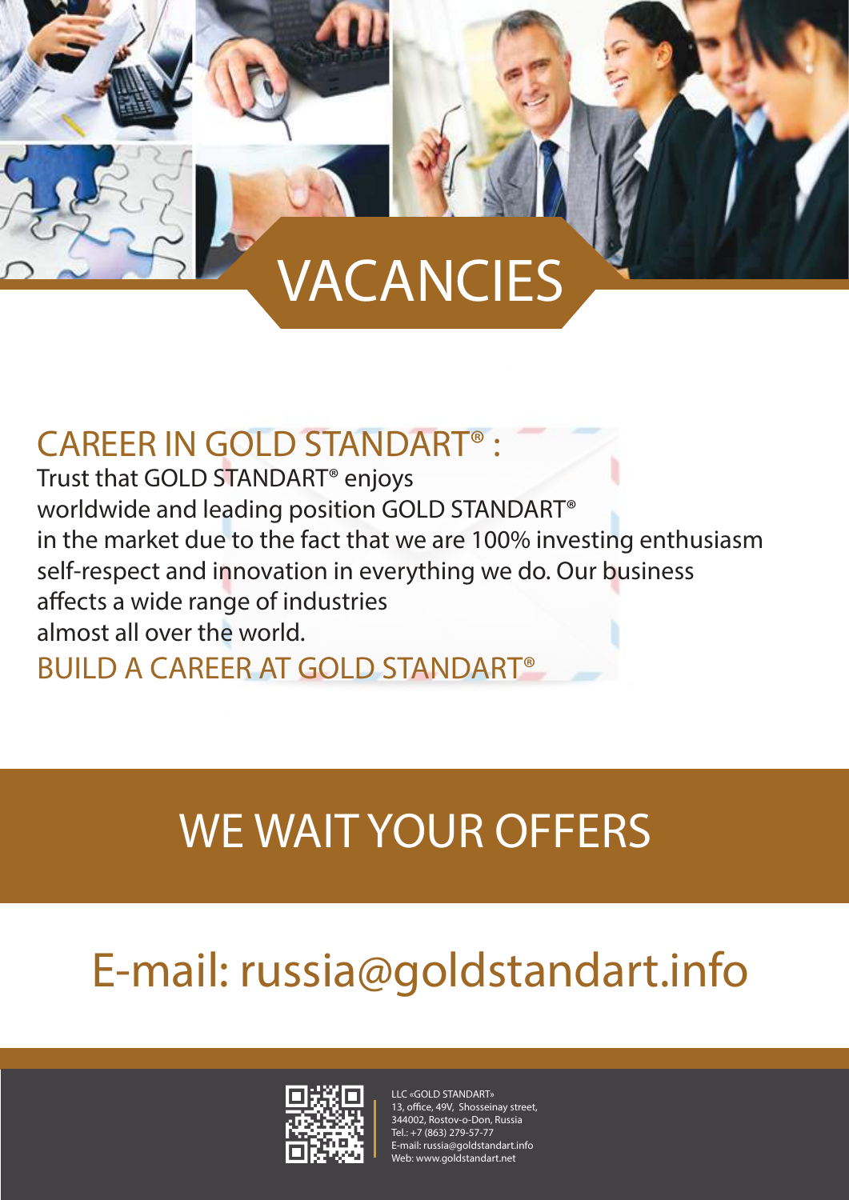# VACANCIES

## CAREER IN GOLD STANDART® :

Trust that GOLD STANDART® enjoys
worldwide and leading position GOLD STANDART®
in the market due to the fact that we are 100% investing enthusiasm
self-respect and innovation in everything we do. Our business
affects a wide range of industries
almost all over the world.

BUILD A CAREER AT GOLD STANDART®

## WE WAIT YOUR OFFERS

## E-mail: russia@goldstandart.info

LLC «GOLD STANDART»
13, office, 49V, Shosseinay street,
344002, Rostov-o-Don, Russia
Tel.: +7 (863) 279-57-77
E-mail: russia@goldstandart.info
Web: www.goldstandart.net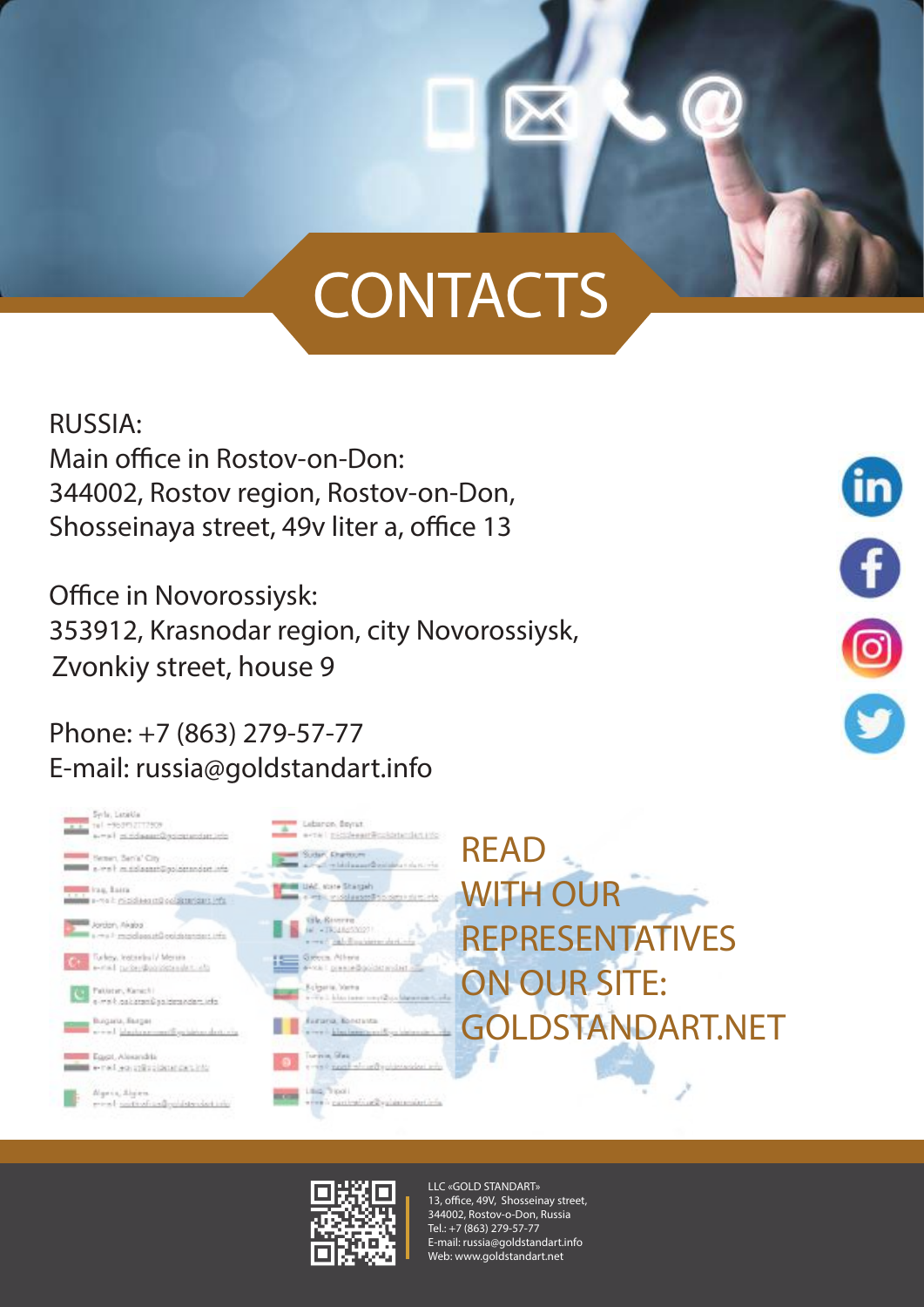# CONTACTS

RUSSIA:
Main office in Rostov-on-Don:
344002, Rostov region, Rostov-on-Don,
Shosseinaya street, 49v liter a, office 13

Office in Novorossiysk:
353912, Krasnodar region, city Novorossiysk,
Zvonkiy street, house 9

Phone: +7 (863) 279-57-77
E-mail: russia@goldstandart.info

READ
WITH OUR
REPRESENTATIVES
ON OUR SITE:
GOLDSTANDART.NET

LLC «GOLD STANDART»
13, office, 49V, Shosseinay street,
344002, Rostov-o-Don, Russia
Tel.: +7 (863) 279-57-77
E-mail: russia@goldstandart.info
Web: www.goldstandart.net